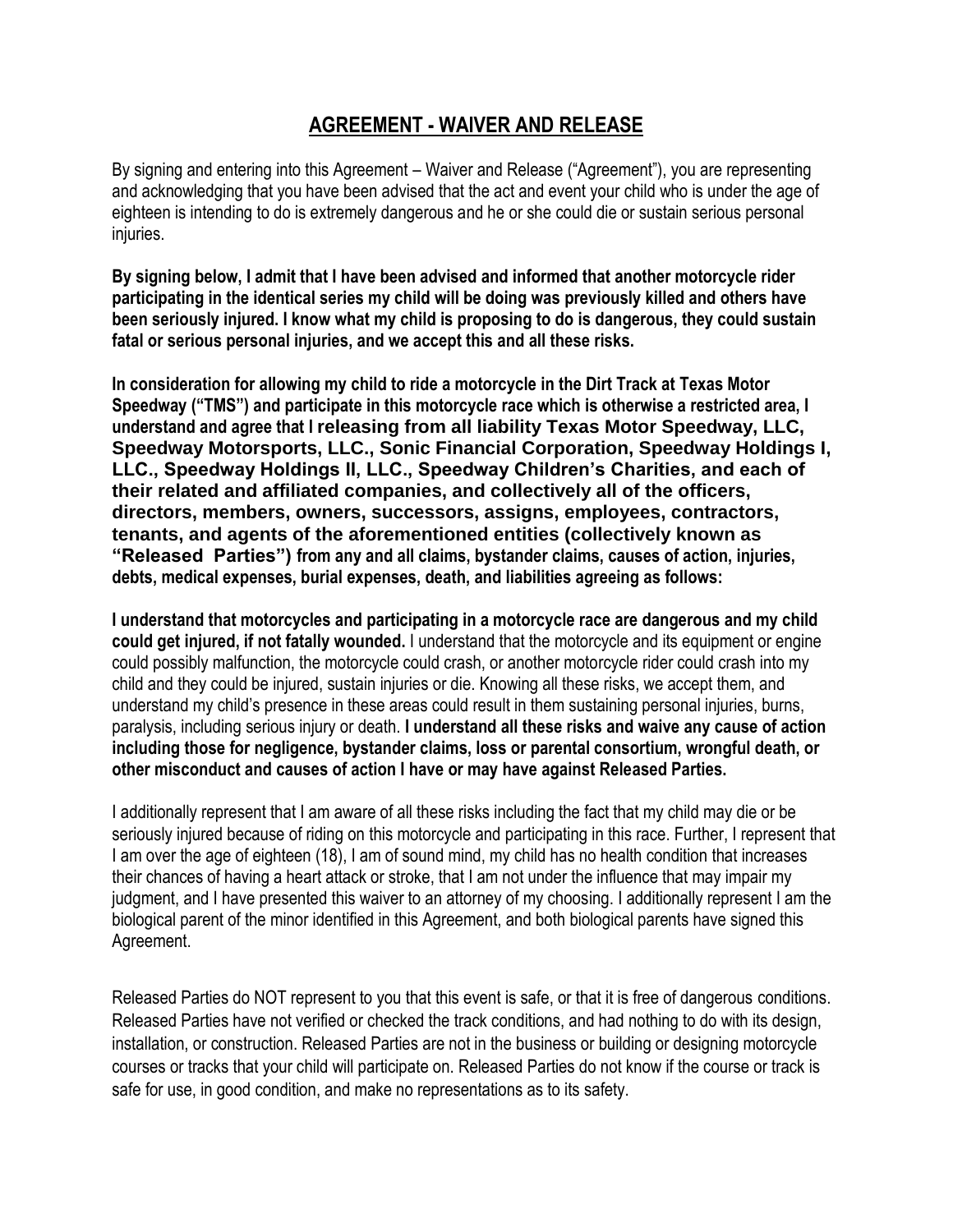# AGREEMENT - WAIVER AND RELEASE

By signing and entering into this Agreement – Waiver and Release ("Agreement"), you are representing and acknowledging that you have been advised that the act and event your child who is under the age of eighteen is intending to do is extremely dangerous and he or she could die or sustain serious personal injuries.

**By signing below, I admit that I have been advised and informed that another motorcycle rider participating in the identical series my child will be doing was previously killed and others have been seriously injured. I know what my child is proposing to do is dangerous, they could sustain fatal or serious personal injuries, and we accept this and all these risks.**

**In consideration for allowing my child to ride a motorcycle in the Dirt Track at Texas Motor Speedway ("TMS") and participate in this motorcycle race which is otherwise a restricted area, I understand and agree that I releasing from all liability Texas Motor Speedway, LLC, Speedway Motorsports, LLC., Sonic Financial Corporation, Speedway Holdings I, LLC., Speedway Holdings II, LLC., Speedway Children's Charities, and each of their related and affiliated companies, and collectively all of the officers, directors, members, owners, successors, assigns, employees, contractors, tenants, and agents of the aforementioned entities (collectively known as "Released Parties") from any and all claims, bystander claims, causes of action, injuries, debts, medical expenses, burial expenses, death, and liabilities agreeing as follows:**

**I understand that motorcycles and participating in a motorcycle race are dangerous and my child could get injured, if not fatally wounded.** I understand that the motorcycle and its equipment or engine could possibly malfunction, the motorcycle could crash, or another motorcycle rider could crash into my child and they could be injured, sustain injuries or die. Knowing all these risks, we accept them, and understand my child's presence in these areas could result in them sustaining personal injuries, burns, paralysis, including serious injury or death. **I understand all these risks and waive any cause of action including those for negligence, bystander claims, loss or parental consortium, wrongful death, or other misconduct and causes of action I have or may have against Released Parties.**

I additionally represent that I am aware of all these risks including the fact that my child may die or be seriously injured because of riding on this motorcycle and participating in this race. Further, I represent that I am over the age of eighteen (18), I am of sound mind, my child has no health condition that increases their chances of having a heart attack or stroke, that I am not under the influence that may impair my judgment, and I have presented this waiver to an attorney of my choosing. I additionally represent I am the biological parent of the minor identified in this Agreement, and both biological parents have signed this Agreement.

Released Parties do NOT represent to you that this event is safe, or that it is free of dangerous conditions. Released Parties have not verified or checked the track conditions, and had nothing to do with its design, installation, or construction. Released Parties are not in the business or building or designing motorcycle courses or tracks that your child will participate on. Released Parties do not know if the course or track is safe for use, in good condition, and make no representations as to its safety.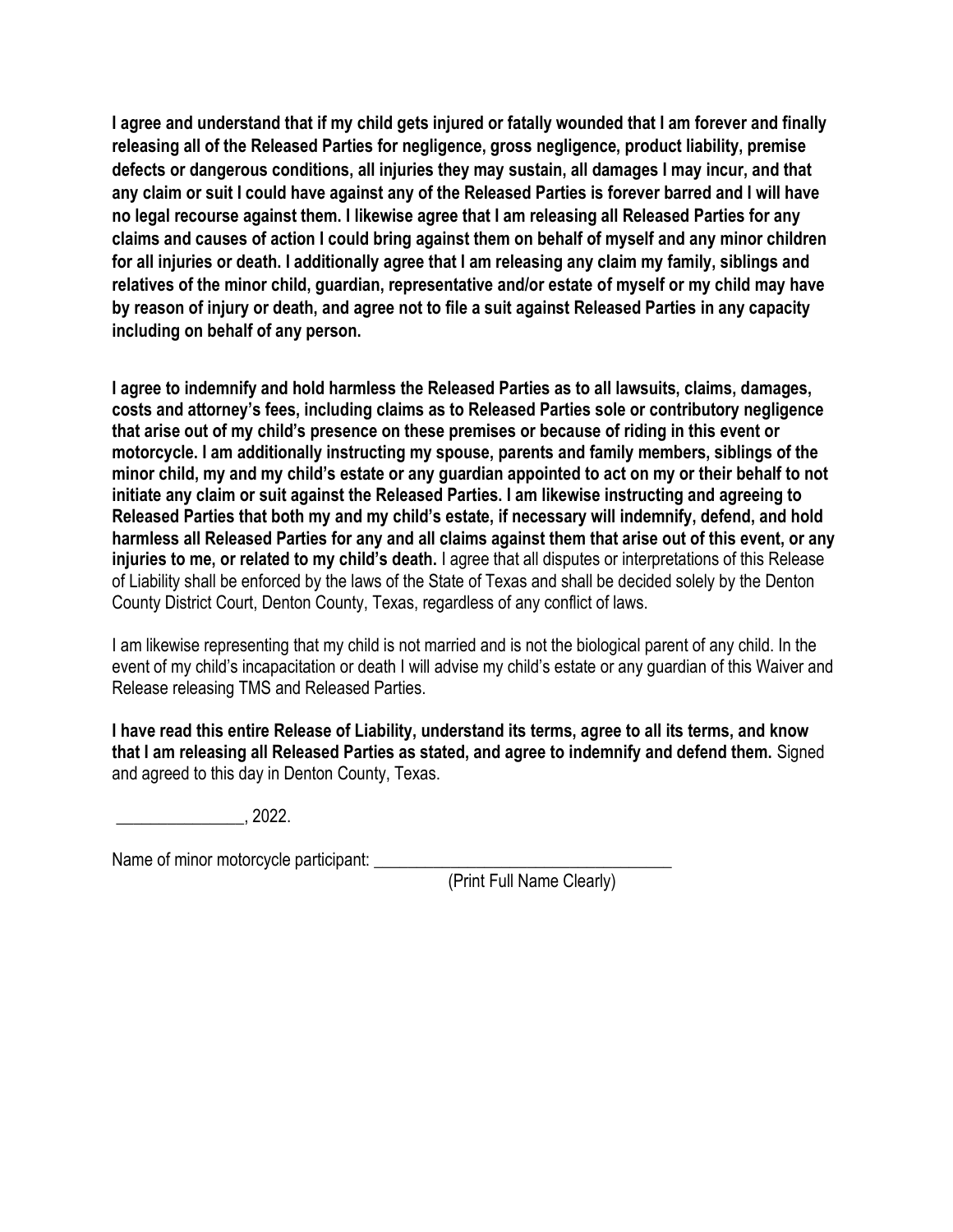**I agree and understand that if my child gets injured or fatally wounded that I am forever and finally releasing all of the Released Parties for negligence, gross negligence, product liability, premise defects or dangerous conditions, all injuries they may sustain, all damages I may incur, and that any claim or suit I could have against any of the Released Parties is forever barred and I will have no legal recourse against them. I likewise agree that I am releasing all Released Parties for any claims and causes of action I could bring against them on behalf of myself and any minor children for all injuries or death. I additionally agree that I am releasing any claim my family, siblings and relatives of the minor child, guardian, representative and/or estate of myself or my child may have by reason of injury or death, and agree not to file a suit against Released Parties in any capacity including on behalf of any person.**

**I agree to indemnify and hold harmless the Released Parties as to all lawsuits, claims, damages, costs and attorney's fees, including claims as to Released Parties sole or contributory negligence that arise out of my child's presence on these premises or because of riding in this event or motorcycle. I am additionally instructing my spouse, parents and family members, siblings of the minor child, my and my child's estate or any guardian appointed to act on my or their behalf to not initiate any claim or suit against the Released Parties. I am likewise instructing and agreeing to Released Parties that both my and my child's estate, if necessary will indemnify, defend, and hold harmless all Released Parties for any and all claims against them that arise out of this event, or any injuries to me, or related to my child's death.** I agree that all disputes or interpretations of this Release of Liability shall be enforced by the laws of the State of Texas and shall be decided solely by the Denton County District Court, Denton County, Texas, regardless of any conflict of laws.

I am likewise representing that my child is not married and is not the biological parent of any child. In the event of my child's incapacitation or death I will advise my child's estate or any guardian of this Waiver and Release releasing TMS and Released Parties.

**I have read this entire Release of Liability, understand its terms, agree to all its terms, and know that I am releasing all Released Parties as stated, and agree to indemnify and defend them.** Signed and agreed to this day in Denton County, Texas.

_______________, 2022.

Name of minor motorcycle participant: ___________________________________
(Print Full Name Clearly)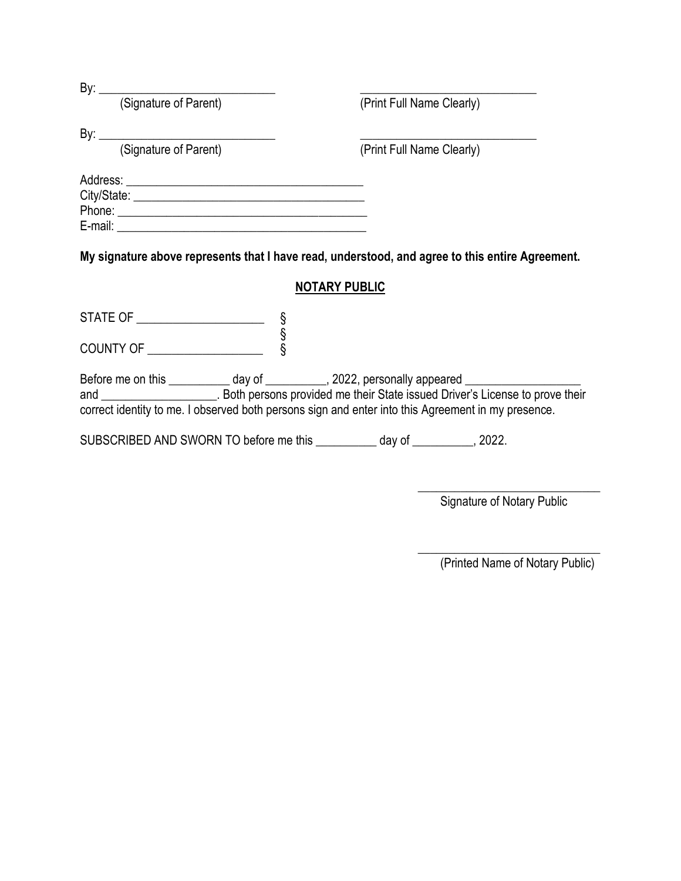By: \_\_\_\_\_\_\_\_\_\_\_\_\_\_\_\_\_\_\_\_\_\_\_\_\_\_\_\_\_\_ \_\_\_\_\_\_\_\_\_\_\_\_\_\_\_\_\_\_\_\_\_\_\_\_\_\_\_\_\_\_
(Signature of Parent) (Print Full Name Clearly)

By: \_\_\_\_\_\_\_\_\_\_\_\_\_\_\_\_\_\_\_\_\_\_\_\_\_\_\_\_\_\_ \_\_\_\_\_\_\_\_\_\_\_\_\_\_\_\_\_\_\_\_\_\_\_\_\_\_\_\_\_\_
(Signature of Parent) (Print Full Name Clearly)

Address: \_\_\_\_\_\_\_\_\_\_\_\_\_\_\_\_\_\_\_\_\_\_\_\_\_\_\_\_\_\_\_\_\_\_\_\_\_\_\_
City/State: \_\_\_\_\_\_\_\_\_\_\_\_\_\_\_\_\_\_\_\_\_\_\_\_\_\_\_\_\_\_\_\_\_\_\_\_\_\_
Phone: \_\_\_\_\_\_\_\_\_\_\_\_\_\_\_\_\_\_\_\_\_\_\_\_\_\_\_\_\_\_\_\_\_\_\_\_\_\_\_\_\_
E-mail: \_\_\_\_\_\_\_\_\_\_\_\_\_\_\_\_\_\_\_\_\_\_\_\_\_\_\_\_\_\_\_\_\_\_\_\_\_\_\_\_\_

**My signature above represents that I have read, understood, and agree to this entire Agreement.**

## NOTARY PUBLIC

STATE OF \_\_\_\_\_\_\_\_\_\_\_\_\_\_\_\_\_\_\_\_\_ §
§
COUNTY OF \_\_\_\_\_\_\_\_\_\_\_\_\_\_\_\_\_\_\_ §

Before me on this \_\_\_\_\_\_\_\_\_\_ day of \_\_\_\_\_\_\_\_\_\_, 2022, personally appeared \_\_\_\_\_\_\_\_\_\_\_\_\_\_\_\_\_\_\_ and \_\_\_\_\_\_\_\_\_\_\_\_\_\_\_\_\_\_\_. Both persons provided me their State issued Driver's License to prove their correct identity to me. I observed both persons sign and enter into this Agreement in my presence.

SUBSCRIBED AND SWORN TO before me this \_\_\_\_\_\_\_\_\_\_ day of \_\_\_\_\_\_\_\_\_\_, 2022.

\_\_\_\_\_\_\_\_\_\_\_\_\_\_\_\_\_\_\_\_\_\_\_\_\_\_\_\_\_\_\_
Signature of Notary Public

\_\_\_\_\_\_\_\_\_\_\_\_\_\_\_\_\_\_\_\_\_\_\_\_\_\_\_\_\_\_\_
(Printed Name of Notary Public)